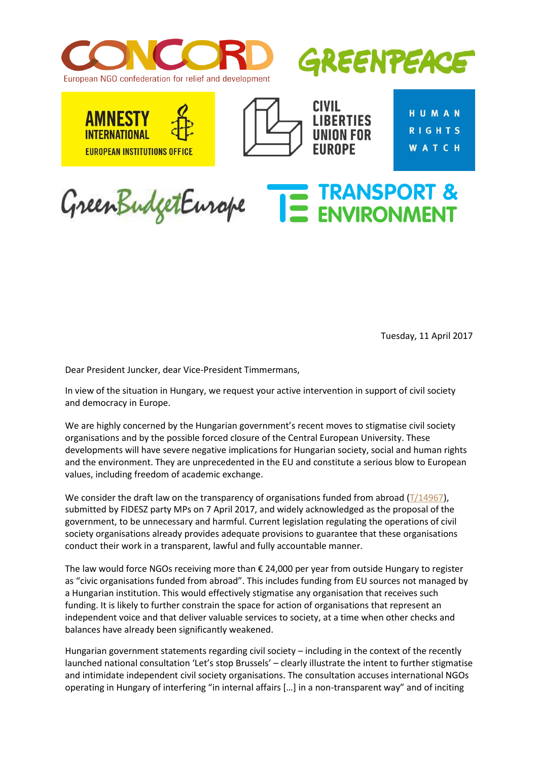CONCORD
European NGO confederation for relief and development

GREENPEACE

AMNESTY INTERNATIONAL
EUROPEAN INSTITUTIONS OFFICE

CIVIL LIBERTIES UNION FOR EUROPE

HUMAN RIGHTS WATCH

GreenBudgetEurope

TRANSPORT & ENVIRONMENT

Tuesday, 11 April 2017

Dear President Juncker, dear Vice-President Timmermans,

In view of the situation in Hungary, we request your active intervention in support of civil society and democracy in Europe.

We are highly concerned by the Hungarian government's recent moves to stigmatise civil society organisations and by the possible forced closure of the Central European University. These developments will have severe negative implications for Hungarian society, social and human rights and the environment. They are unprecedented in the EU and constitute a serious blow to European values, including freedom of academic exchange.

We consider the draft law on the transparency of organisations funded from abroad (T/14967), submitted by FIDESZ party MPs on 7 April 2017, and widely acknowledged as the proposal of the government, to be unnecessary and harmful. Current legislation regulating the operations of civil society organisations already provides adequate provisions to guarantee that these organisations conduct their work in a transparent, lawful and fully accountable manner.

The law would force NGOs receiving more than € 24,000 per year from outside Hungary to register as "civic organisations funded from abroad". This includes funding from EU sources not managed by a Hungarian institution. This would effectively stigmatise any organisation that receives such funding. It is likely to further constrain the space for action of organisations that represent an independent voice and that deliver valuable services to society, at a time when other checks and balances have already been significantly weakened.

Hungarian government statements regarding civil society – including in the context of the recently launched national consultation 'Let's stop Brussels' – clearly illustrate the intent to further stigmatise and intimidate independent civil society organisations. The consultation accuses international NGOs operating in Hungary of interfering "in internal affairs […] in a non-transparent way" and of inciting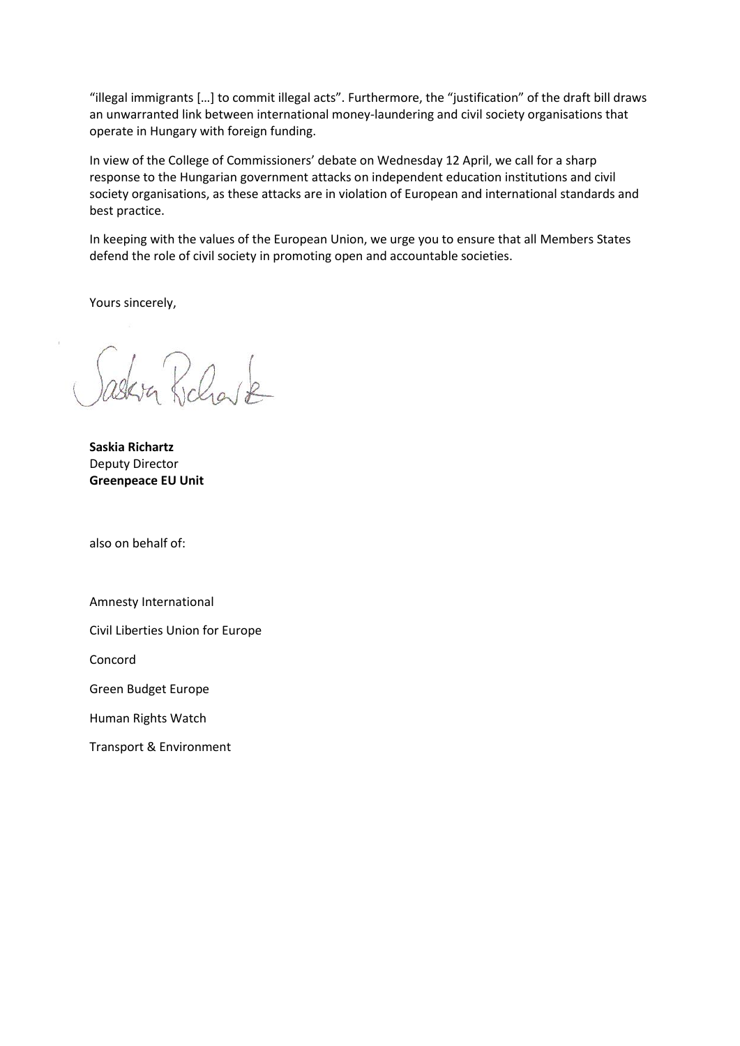"illegal immigrants […] to commit illegal acts". Furthermore, the "justification" of the draft bill draws an unwarranted link between international money-laundering and civil society organisations that operate in Hungary with foreign funding.

In view of the College of Commissioners' debate on Wednesday 12 April, we call for a sharp response to the Hungarian government attacks on independent education institutions and civil society organisations, as these attacks are in violation of European and international standards and best practice.

In keeping with the values of the European Union, we urge you to ensure that all Members States defend the role of civil society in promoting open and accountable societies.

Yours sincerely,

**Saskia Richartz**
Deputy Director
**Greenpeace EU Unit**

also on behalf of:

Amnesty International

Civil Liberties Union for Europe

Concord

Green Budget Europe

Human Rights Watch

Transport & Environment